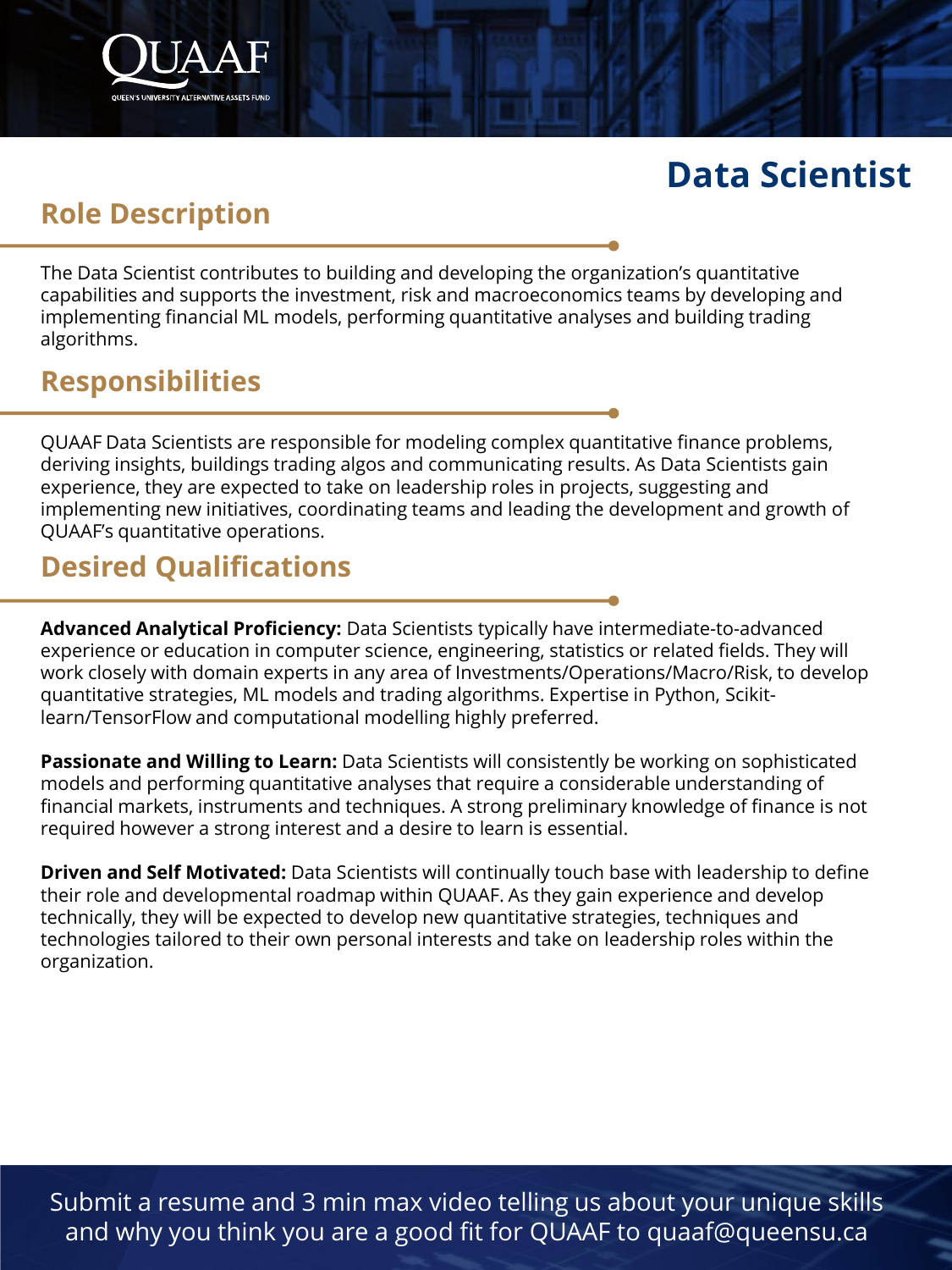QUAAF

QUEEN'S UNIVERSITY ALTERNATIVE ASSETS FUND

# Data Scientist

## Role Description

The Data Scientist contributes to building and developing the organization's quantitative capabilities and supports the investment, risk and macroeconomics teams by developing and implementing financial ML models, performing quantitative analyses and building trading algorithms.

## Responsibilities

QUAAF Data Scientists are responsible for modeling complex quantitative finance problems, deriving insights, buildings trading algos and communicating results. As Data Scientists gain experience, they are expected to take on leadership roles in projects, suggesting and implementing new initiatives, coordinating teams and leading the development and growth of QUAAF's quantitative operations.

## Desired Qualifications

**Advanced Analytical Proficiency:** Data Scientists typically have intermediate-to-advanced experience or education in computer science, engineering, statistics or related fields. They will work closely with domain experts in any area of Investments/Operations/Macro/Risk, to develop quantitative strategies, ML models and trading algorithms. Expertise in Python, Scikit-learn/TensorFlow and computational modelling highly preferred.

**Passionate and Willing to Learn:** Data Scientists will consistently be working on sophisticated models and performing quantitative analyses that require a considerable understanding of financial markets, instruments and techniques. A strong preliminary knowledge of finance is not required however a strong interest and a desire to learn is essential.

**Driven and Self Motivated:** Data Scientists will continually touch base with leadership to define their role and developmental roadmap within QUAAF. As they gain experience and develop technically, they will be expected to develop new quantitative strategies, techniques and technologies tailored to their own personal interests and take on leadership roles within the organization.

Submit a resume and 3 min max video telling us about your unique skills and why you think you are a good fit for QUAAF to quaaf@queensu.ca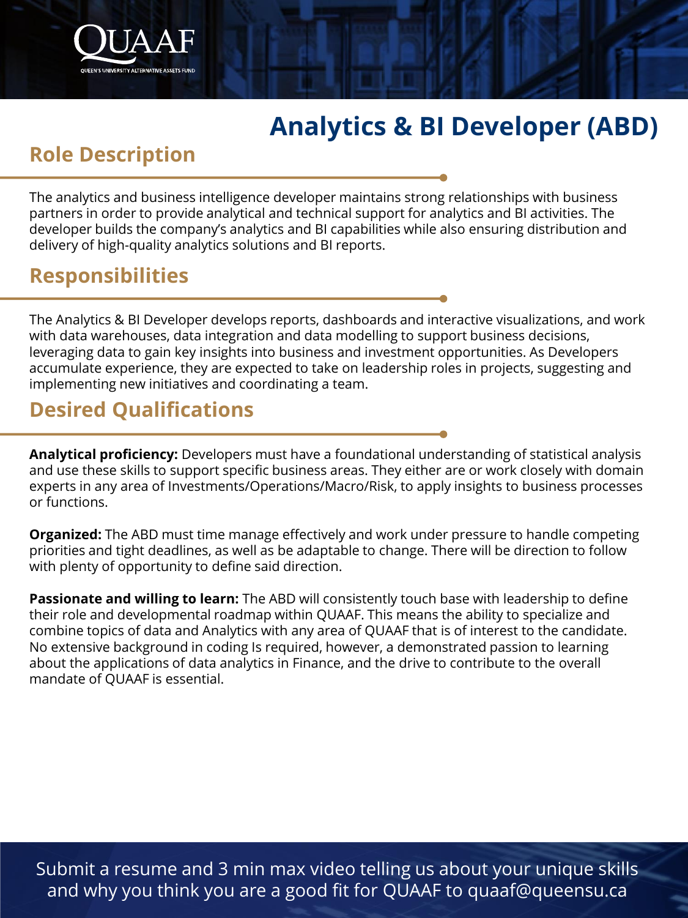# Analytics & BI Developer (ABD)

## Role Description

The analytics and business intelligence developer maintains strong relationships with business partners in order to provide analytical and technical support for analytics and BI activities. The developer builds the company's analytics and BI capabilities while also ensuring distribution and delivery of high-quality analytics solutions and BI reports.

## Responsibilities

The Analytics & BI Developer develops reports, dashboards and interactive visualizations, and work with data warehouses, data integration and data modelling to support business decisions, leveraging data to gain key insights into business and investment opportunities. As Developers accumulate experience, they are expected to take on leadership roles in projects, suggesting and implementing new initiatives and coordinating a team.

## Desired Qualifications

**Analytical proficiency:** Developers must have a foundational understanding of statistical analysis and use these skills to support specific business areas. They either are or work closely with domain experts in any area of Investments/Operations/Macro/Risk, to apply insights to business processes or functions.

**Organized:** The ABD must time manage effectively and work under pressure to handle competing priorities and tight deadlines, as well as be adaptable to change. There will be direction to follow with plenty of opportunity to define said direction.

**Passionate and willing to learn:** The ABD will consistently touch base with leadership to define their role and developmental roadmap within QUAAF. This means the ability to specialize and combine topics of data and Analytics with any area of QUAAF that is of interest to the candidate. No extensive background in coding Is required, however, a demonstrated passion to learning about the applications of data analytics in Finance, and the drive to contribute to the overall mandate of QUAAF is essential.

Submit a resume and 3 min max video telling us about your unique skills and why you think you are a good fit for QUAAF to quaaf@queensu.ca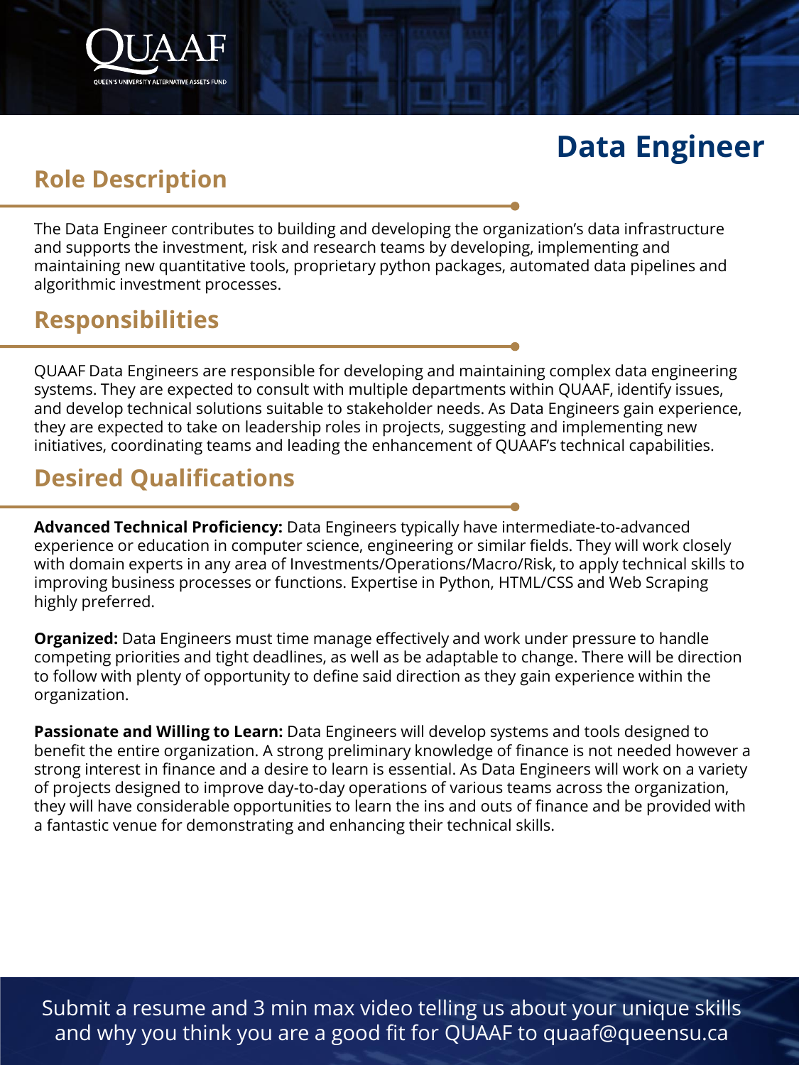QUAAF

QUEEN'S UNIVERSITY ALTERNATIVE ASSETS FUND

# Data Engineer

## Role Description

The Data Engineer contributes to building and developing the organization's data infrastructure and supports the investment, risk and research teams by developing, implementing and maintaining new quantitative tools, proprietary python packages, automated data pipelines and algorithmic investment processes.

## Responsibilities

QUAAF Data Engineers are responsible for developing and maintaining complex data engineering systems. They are expected to consult with multiple departments within QUAAF, identify issues, and develop technical solutions suitable to stakeholder needs. As Data Engineers gain experience, they are expected to take on leadership roles in projects, suggesting and implementing new initiatives, coordinating teams and leading the enhancement of QUAAF's technical capabilities.

## Desired Qualifications

**Advanced Technical Proficiency:** Data Engineers typically have intermediate-to-advanced experience or education in computer science, engineering or similar fields. They will work closely with domain experts in any area of Investments/Operations/Macro/Risk, to apply technical skills to improving business processes or functions. Expertise in Python, HTML/CSS and Web Scraping highly preferred.

**Organized:** Data Engineers must time manage effectively and work under pressure to handle competing priorities and tight deadlines, as well as be adaptable to change. There will be direction to follow with plenty of opportunity to define said direction as they gain experience within the organization.

**Passionate and Willing to Learn:** Data Engineers will develop systems and tools designed to benefit the entire organization. A strong preliminary knowledge of finance is not needed however a strong interest in finance and a desire to learn is essential. As Data Engineers will work on a variety of projects designed to improve day-to-day operations of various teams across the organization, they will have considerable opportunities to learn the ins and outs of finance and be provided with a fantastic venue for demonstrating and enhancing their technical skills.

Submit a resume and 3 min max video telling us about your unique skills and why you think you are a good fit for QUAAF to quaaf@queensu.ca